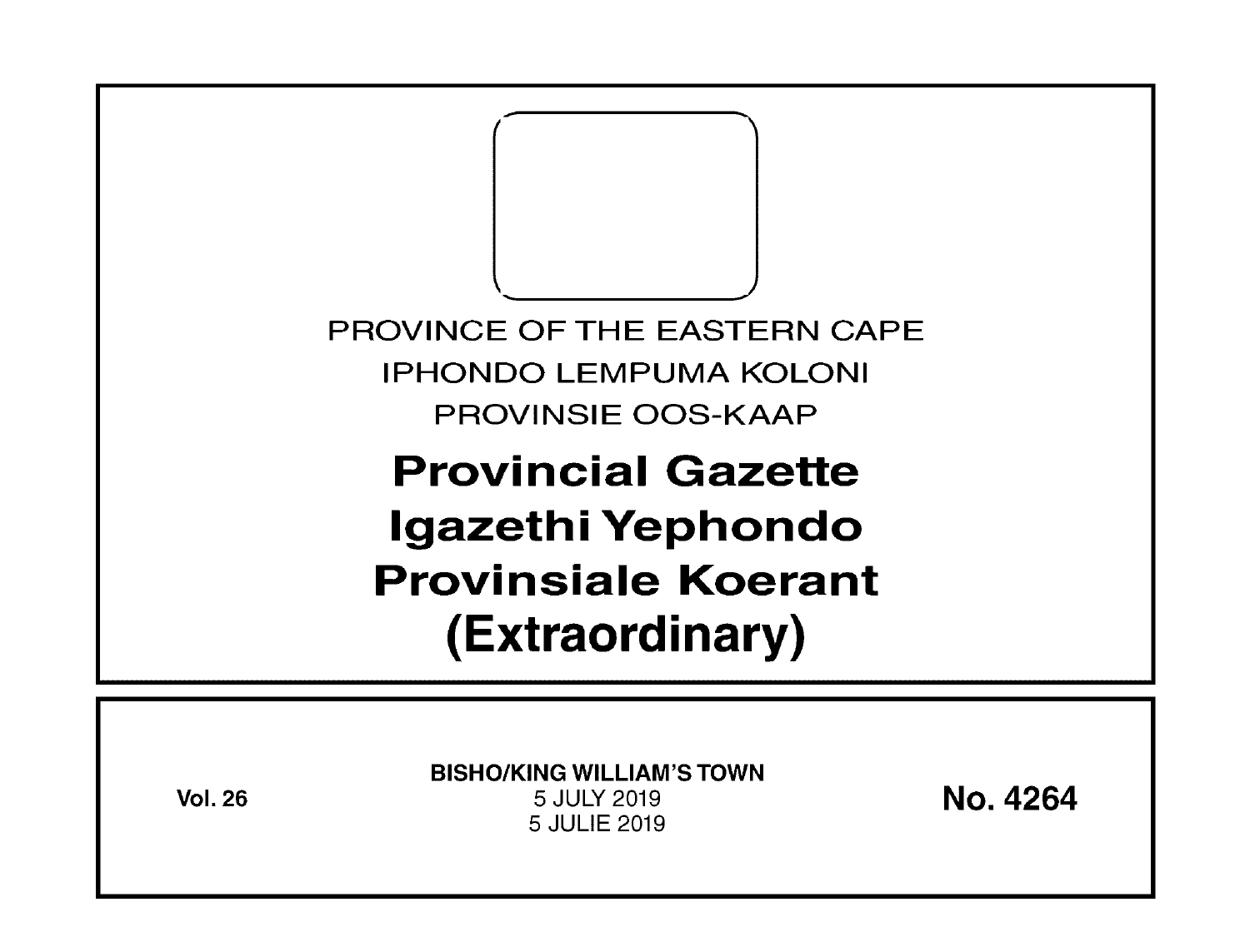PROVINCE OF THE EASTERN CAPE

IPHONDO LEMPUMA KOLONI

PROVINSIE OOS-KAAP

# Provincial Gazette
# Igazethi Yephondo
# Provinsiale Koerant
# (Extraordinary)

**Vol. 26**

**BISHO/KING WILLIAM'S TOWN**

5 JULY 2019

5 JULIE 2019

**No. 4264**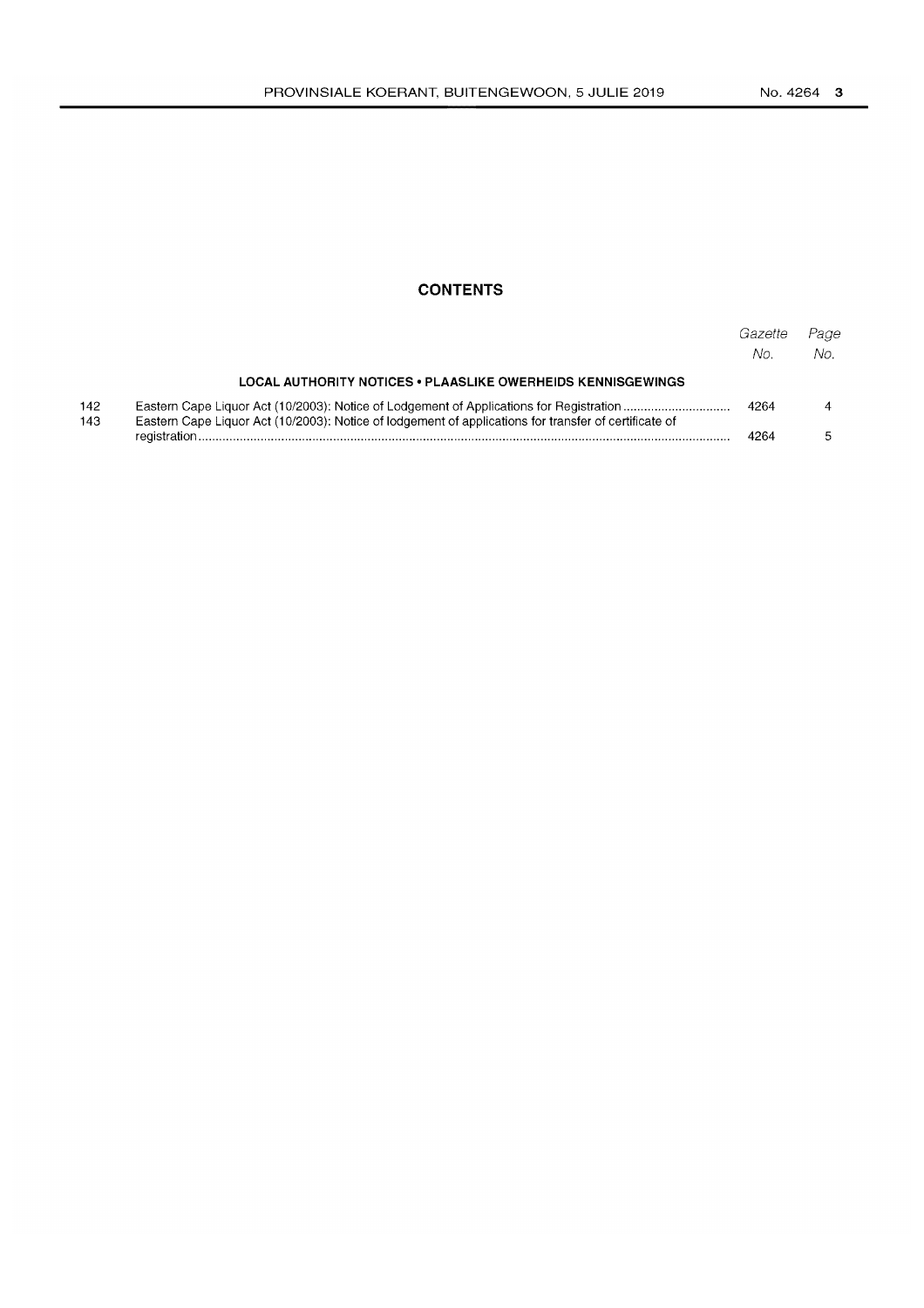## CONTENTS

| | | *Gazette No.* | *Page No.* |
|---|---|---|---|
| | **LOCAL AUTHORITY NOTICES • PLAASLIKE OWERHEIDS KENNISGEWINGS** | | |
| 142 | Eastern Cape Liquor Act (10/2003): Notice of Lodgement of Applications for Registration | 4264 | 4 |
| 143 | Eastern Cape Liquor Act (10/2003): Notice of lodgement of applications for transfer of certificate of registration | 4264 | 5 |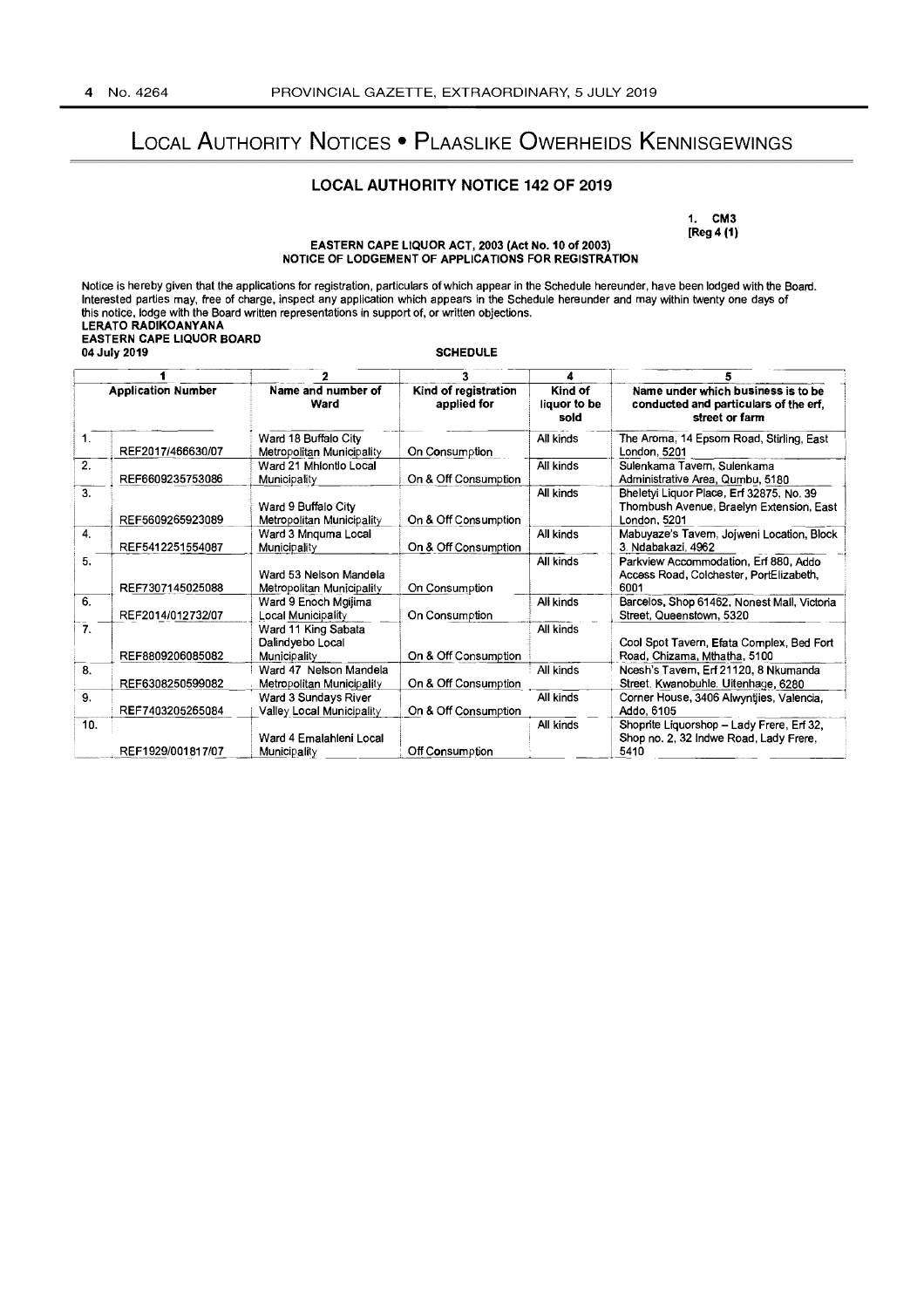# LOCAL AUTHORITY NOTICES • PLAASLIKE OWERHEIDS KENNISGEWINGS

## LOCAL AUTHORITY NOTICE 142 OF 2019

1. CM3
[Reg 4 (1)

**EASTERN CAPE LIQUOR ACT, 2003 (Act No. 10 of 2003)**
**NOTICE OF LODGEMENT OF APPLICATIONS FOR REGISTRATION**

Notice is hereby given that the applications for registration, particulars of which appear in the Schedule hereunder, have been lodged with the Board. Interested parties may, free of charge, inspect any application which appears in the Schedule hereunder and may within twenty one days of this notice, lodge with the Board written representations in support of, or written objections.

**LERATO RADIKOANYANA**
**EASTERN CAPE LIQUOR BOARD**
**04 July 2019**

**SCHEDULE**

| 1 | | 2 | 3 | 4 | 5 |
|---|---|---|---|---|---|
| Application Number | | Name and number of Ward | Kind of registration applied for | Kind of liquor to be sold | Name under which business is to be conducted and particulars of the erf, street or farm |
| 1. | REF2017/466630/07 | Ward 18 Buffalo City Metropolitan Municipality | On Consumption | All kinds | The Aroma, 14 Epsom Road, Stirling, East London, 5201 |
| 2. | REF6609235753086 | Ward 21 Mhlontlo Local Municipality | On & Off Consumption | All kinds | Sulenkama Tavern, Sulenkama Administrative Area, Qumbu, 5180 |
| 3. | REF5609265923089 | Ward 9 Buffalo City Metropolitan Municipality | On & Off Consumption | All kinds | Bheletyi Liquor Place, Erf 32875, No. 39 Thornbush Avenue, Braelyn Extension, East London, 5201 |
| 4. | REF5412251554087 | Ward 3 Mnquma Local Municipality | On & Off Consumption | All kinds | Mabuyaze's Tavern, Jojweni Location, Block 3, Ndabakazi, 4962 |
| 5. | REF7307145025088 | Ward 53 Nelson Mandela Metropolitan Municipality | On Consumption | All kinds | Parkview Accommodation, Erf 880, Addo Access Road, Colchester, PortElizabeth, 6001 |
| 6. | REF2014/012732/07 | Ward 9 Enoch Mgijima Local Municipality | On Consumption | All kinds | Barcelos, Shop 61462, Nonest Mall, Victoria Street, Queenstown, 5320 |
| 7. | REF8809206085082 | Ward 11 King Sabata Dalindyebo Local Municipality | On & Off Consumption | All kinds | Cool Spot Tavern, Efata Complex, Bed Fort Road, Chizama, Mthatha, 5100 |
| 8. | REF6308250599082 | Ward 47 Nelson Mandela Metropolitan Municipality | On & Off Consumption | All kinds | Ncesh's Tavern, Erf 21120, 8 Nkumanda Street, Kwanobuhle, Uitenhage, 6280 |
| 9. | REF7403205265084 | Ward 3 Sundays River Valley Local Municipality | On & Off Consumption | All kinds | Corner House, 3406 Alwyntjies, Valencia, Addo, 6105 |
| 10. | REF1929/001817/07 | Ward 4 Emalahleni Local Municipality | Off Consumption | All kinds | Shoprite Liquorshop – Lady Frere, Erf 32, Shop no. 2, 32 Indwe Road, Lady Frere, 5410 |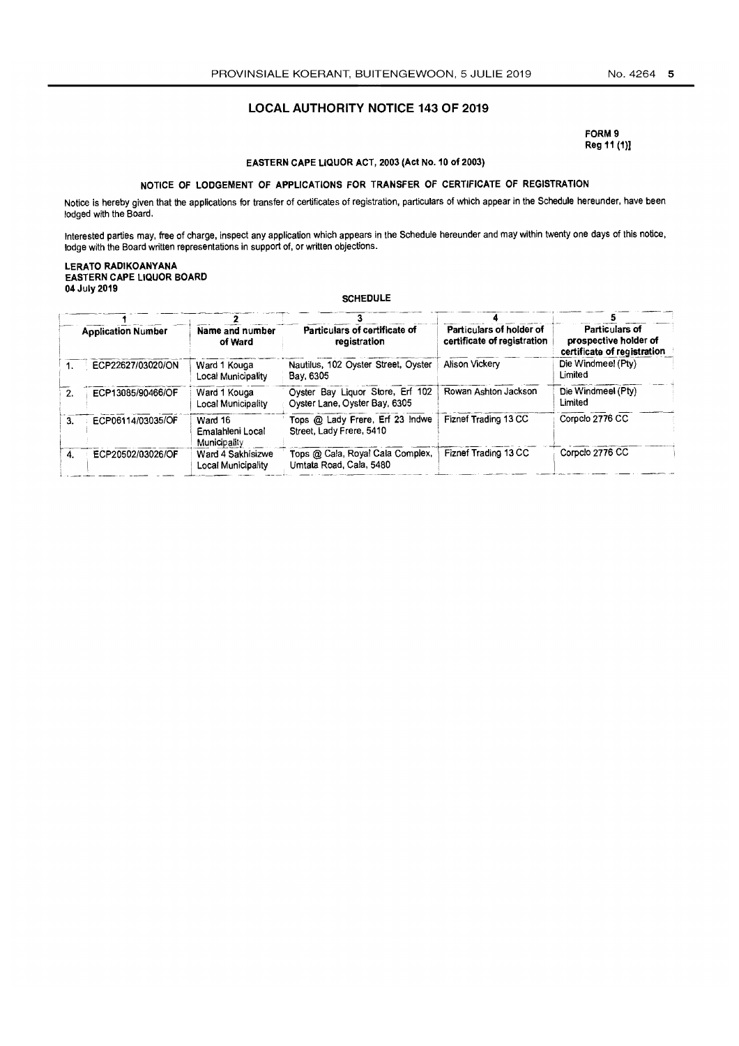## LOCAL AUTHORITY NOTICE 143 OF 2019

**FORM 9**
**Reg 11 (1)]**

**EASTERN CAPE LIQUOR ACT, 2003 (Act No. 10 of 2003)**

**NOTICE OF LODGEMENT OF APPLICATIONS FOR TRANSFER OF CERTIFICATE OF REGISTRATION**

Notice is hereby given that the applications for transfer of certificates of registration, particulars of which appear in the Schedule hereunder, have been lodged with the Board.

Interested parties may, free of charge, inspect any application which appears in the Schedule hereunder and may within twenty one days of this notice, lodge with the Board written representations in support of, or written objections.

**LERATO RADIKOANYANA**
**EASTERN CAPE LIQUOR BOARD**
**04 July 2019**

**SCHEDULE**

| | 1 | 2 | 3 | 4 | 5 |
|---|---|---|---|---|---|
| | **Application Number** | **Name and number of Ward** | **Particulars of certificate of registration** | **Particulars of holder of certificate of registration** | **Particulars of prospective holder of certificate of registration** |
| 1. | ECP22627/03020/ON | Ward 1 Kouga Local Municipality | Nautilus, 102 Oyster Street, Oyster Bay, 6305 | Alison Vickery | Die Windmeel (Pty) Limited |
| 2. | ECP13085/90466/OF | Ward 1 Kouga Local Municipality | Oyster Bay Liquor Store, Erf 102 Oyster Lane, Oyster Bay, 6305 | Rowan Ashton Jackson | Die Windmeel (Pty) Limited |
| 3. | ECP06114/03035/OF | Ward 16 Emalahleni Local Municipality | Tops @ Lady Frere, Erf 23 Indwe Street, Lady Frere, 5410 | Fiznef Trading 13 CC | Corpclo 2776 CC |
| 4. | ECP20502/03026/OF | Ward 4 Sakhisizwe Local Municipality | Tops @ Cala, Royal Cala Complex, Umtata Road, Cala, 5480 | Fiznef Trading 13 CC | Corpclo 2776 CC |